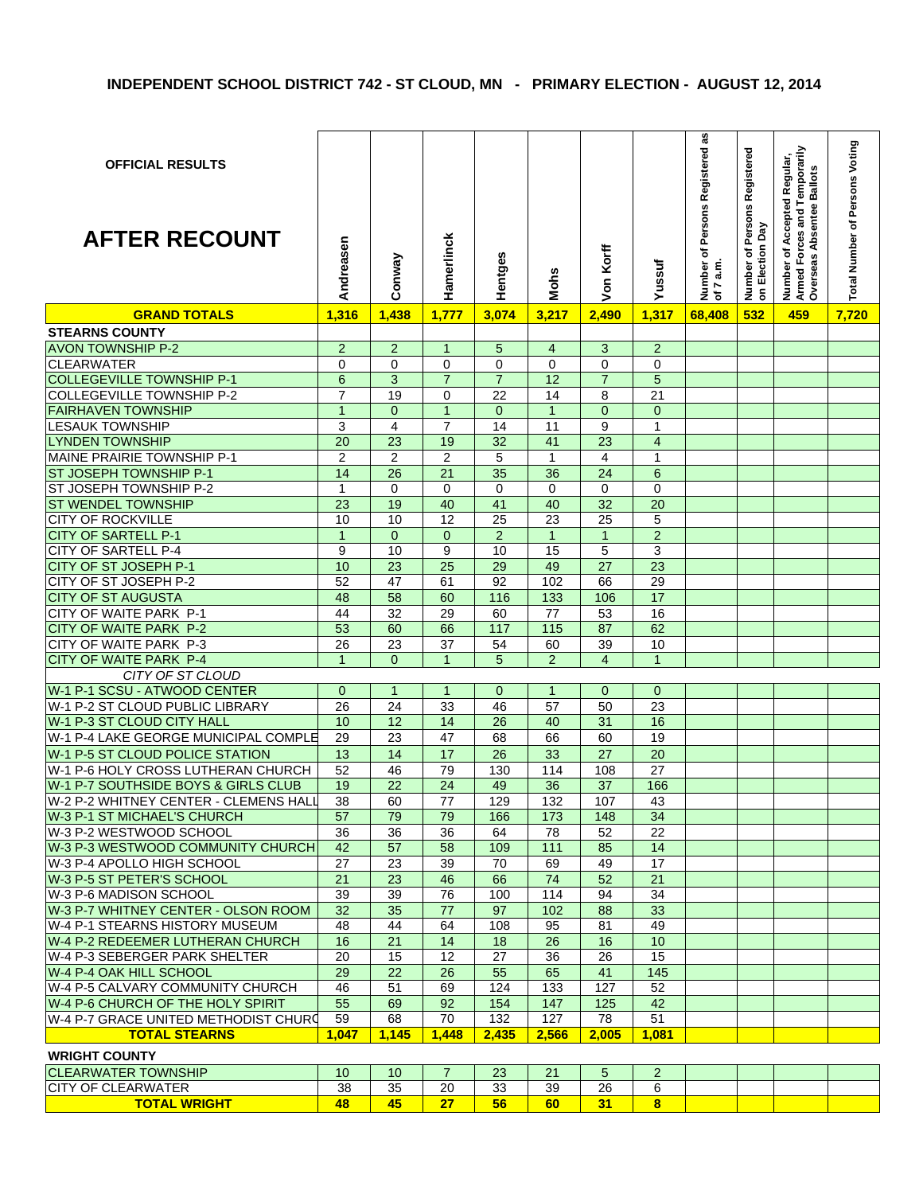# INDEPENDENT SCHOOL DISTRICT 742 - ST CLOUD, MN - PRIMARY ELECTION - AUGUST 12, 2014

| OFFICIAL RESULTS<br><br>**AFTER RECOUNT** | Andreasen | Conway | Hamerlinck | Hentges | Mohs | Von Korff | Yussuf | Number of Persons Registered as of 7 a.m. | Number of Persons Registered on Election Day | Number of Accepted Regular, Armed Forces and Temporarily Overseas Absentee Ballots | Total Number of Persons Voting |
|---|---|---|---|---|---|---|---|---|---|---|---|
| **GRAND TOTALS** | **1,316** | **1,438** | **1,777** | **3,074** | **3,217** | **2,490** | **1,317** | **68,408** | **532** | **459** | **7,720** |
| **STEARNS COUNTY** | | | | | | | | | | | |
| AVON TOWNSHIP P-2 | 2 | 2 | 1 | 5 | 4 | 3 | 2 | | | | |
| CLEARWATER | 0 | 0 | 0 | 0 | 0 | 0 | 0 | | | | |
| COLLEGEVILLE TOWNSHIP P-1 | 6 | 3 | 7 | 7 | 12 | 7 | 5 | | | | |
| COLLEGEVILLE TOWNSHIP P-2 | 7 | 19 | 0 | 22 | 14 | 8 | 21 | | | | |
| FAIRHAVEN TOWNSHIP | 1 | 0 | 1 | 0 | 1 | 0 | 0 | | | | |
| LESAUK TOWNSHIP | 3 | 4 | 7 | 14 | 11 | 9 | 1 | | | | |
| LYNDEN TOWNSHIP | 20 | 23 | 19 | 32 | 41 | 23 | 4 | | | | |
| MAINE PRAIRIE TOWNSHIP P-1 | 2 | 2 | 2 | 5 | 1 | 4 | 1 | | | | |
| ST JOSEPH TOWNSHIP P-1 | 14 | 26 | 21 | 35 | 36 | 24 | 6 | | | | |
| ST JOSEPH TOWNSHIP P-2 | 1 | 0 | 0 | 0 | 0 | 0 | 0 | | | | |
| ST WENDEL TOWNSHIP | 23 | 19 | 40 | 41 | 40 | 32 | 20 | | | | |
| CITY OF ROCKVILLE | 10 | 10 | 12 | 25 | 23 | 25 | 5 | | | | |
| CITY OF SARTELL P-1 | 1 | 0 | 0 | 2 | 1 | 1 | 2 | | | | |
| CITY OF SARTELL P-4 | 9 | 10 | 9 | 10 | 15 | 5 | 3 | | | | |
| CITY OF ST JOSEPH P-1 | 10 | 23 | 25 | 29 | 49 | 27 | 23 | | | | |
| CITY OF ST JOSEPH P-2 | 52 | 47 | 61 | 92 | 102 | 66 | 29 | | | | |
| CITY OF ST AUGUSTA | 48 | 58 | 60 | 116 | 133 | 106 | 17 | | | | |
| CITY OF WAITE PARK P-1 | 44 | 32 | 29 | 60 | 77 | 53 | 16 | | | | |
| CITY OF WAITE PARK P-2 | 53 | 60 | 66 | 117 | 115 | 87 | 62 | | | | |
| CITY OF WAITE PARK P-3 | 26 | 23 | 37 | 54 | 60 | 39 | 10 | | | | |
| CITY OF WAITE PARK P-4 | 1 | 0 | 1 | 5 | 2 | 4 | 1 | | | | |
| *CITY OF ST CLOUD* | | | | | | | | | | | |
| W-1 P-1 SCSU - ATWOOD CENTER | 0 | 1 | 1 | 0 | 1 | 0 | 0 | | | | |
| W-1 P-2 ST CLOUD PUBLIC LIBRARY | 26 | 24 | 33 | 46 | 57 | 50 | 23 | | | | |
| W-1 P-3 ST CLOUD CITY HALL | 10 | 12 | 14 | 26 | 40 | 31 | 16 | | | | |
| W-1 P-4 LAKE GEORGE MUNICIPAL COMPLE | 29 | 23 | 47 | 68 | 66 | 60 | 19 | | | | |
| W-1 P-5 ST CLOUD POLICE STATION | 13 | 14 | 17 | 26 | 33 | 27 | 20 | | | | |
| W-1 P-6 HOLY CROSS LUTHERAN CHURCH | 52 | 46 | 79 | 130 | 114 | 108 | 27 | | | | |
| W-1 P-7 SOUTHSIDE BOYS & GIRLS CLUB | 19 | 22 | 24 | 49 | 36 | 37 | 166 | | | | |
| W-2 P-2 WHITNEY CENTER - CLEMENS HALL | 38 | 60 | 77 | 129 | 132 | 107 | 43 | | | | |
| W-3 P-1 ST MICHAEL'S CHURCH | 57 | 79 | 79 | 166 | 173 | 148 | 34 | | | | |
| W-3 P-2 WESTWOOD SCHOOL | 36 | 36 | 36 | 64 | 78 | 52 | 22 | | | | |
| W-3 P-3 WESTWOOD COMMUNITY CHURCH | 42 | 57 | 58 | 109 | 111 | 85 | 14 | | | | |
| W-3 P-4 APOLLO HIGH SCHOOL | 27 | 23 | 39 | 70 | 69 | 49 | 17 | | | | |
| W-3 P-5 ST PETER'S SCHOOL | 21 | 23 | 46 | 66 | 74 | 52 | 21 | | | | |
| W-3 P-6 MADISON SCHOOL | 39 | 39 | 76 | 100 | 114 | 94 | 34 | | | | |
| W-3 P-7 WHITNEY CENTER - OLSON ROOM | 32 | 35 | 77 | 97 | 102 | 88 | 33 | | | | |
| W-4 P-1 STEARNS HISTORY MUSEUM | 48 | 44 | 64 | 108 | 95 | 81 | 49 | | | | |
| W-4 P-2 REDEEMER LUTHERAN CHURCH | 16 | 21 | 14 | 18 | 26 | 16 | 10 | | | | |
| W-4 P-3 SEBERGER PARK SHELTER | 20 | 15 | 12 | 27 | 36 | 26 | 15 | | | | |
| W-4 P-4 OAK HILL SCHOOL | 29 | 22 | 26 | 55 | 65 | 41 | 145 | | | | |
| W-4 P-5 CALVARY COMMUNITY CHURCH | 46 | 51 | 69 | 124 | 133 | 127 | 52 | | | | |
| W-4 P-6 CHURCH OF THE HOLY SPIRIT | 55 | 69 | 92 | 154 | 147 | 125 | 42 | | | | |
| W-4 P-7 GRACE UNITED METHODIST CHURC | 59 | 68 | 70 | 132 | 127 | 78 | 51 | | | | |
| **TOTAL STEARNS** | **1,047** | **1,145** | **1,448** | **2,435** | **2,566** | **2,005** | **1,081** | | | | |
| **WRIGHT COUNTY** | | | | | | | | | | | |
| CLEARWATER TOWNSHIP | 10 | 10 | 7 | 23 | 21 | 5 | 2 | | | | |
| CITY OF CLEARWATER | 38 | 35 | 20 | 33 | 39 | 26 | 6 | | | | |
| **TOTAL WRIGHT** | **48** | **45** | **27** | **56** | **60** | **31** | **8** | | | | |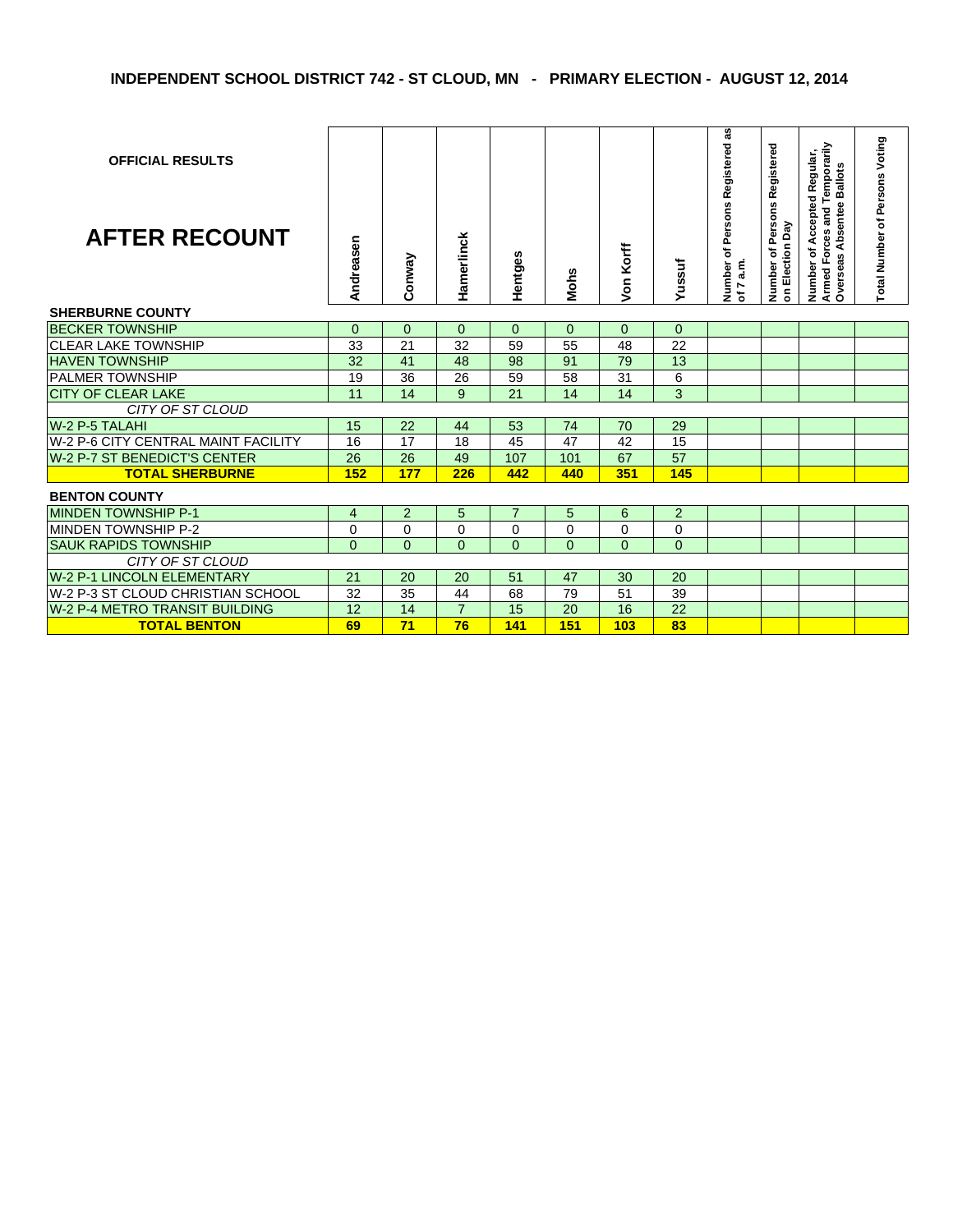# INDEPENDENT SCHOOL DISTRICT 742 - ST CLOUD, MN - PRIMARY ELECTION - AUGUST 12, 2014

**OFFICIAL RESULTS**

## AFTER RECOUNT

| | Andreasen | Conway | Hamerlinck | Hentges | Mohs | Von Korff | Yussuf | Number of Persons Registered as of 7 a.m. | Number of Persons Registered on Election Day | Number of Accepted Regular, Armed Forces and Temporarily Overseas Absentee Ballots | Total Number of Persons Voting |
|---|---|---|---|---|---|---|---|---|---|---|---|
| **SHERBURNE COUNTY** | | | | | | | | | | | |
| BECKER TOWNSHIP | 0 | 0 | 0 | 0 | 0 | 0 | 0 | | | | |
| CLEAR LAKE TOWNSHIP | 33 | 21 | 32 | 59 | 55 | 48 | 22 | | | | |
| HAVEN TOWNSHIP | 32 | 41 | 48 | 98 | 91 | 79 | 13 | | | | |
| PALMER TOWNSHIP | 19 | 36 | 26 | 59 | 58 | 31 | 6 | | | | |
| CITY OF CLEAR LAKE | 11 | 14 | 9 | 21 | 14 | 14 | 3 | | | | |
| *CITY OF ST CLOUD* | | | | | | | | | | | |
| W-2 P-5 TALAHI | 15 | 22 | 44 | 53 | 74 | 70 | 29 | | | | |
| W-2 P-6 CITY CENTRAL MAINT FACILITY | 16 | 17 | 18 | 45 | 47 | 42 | 15 | | | | |
| W-2 P-7 ST BENEDICT'S CENTER | 26 | 26 | 49 | 107 | 101 | 67 | 57 | | | | |
| **TOTAL SHERBURNE** | **152** | **177** | **226** | **442** | **440** | **351** | **145** | | | | |
| **BENTON COUNTY** | | | | | | | | | | | |
| MINDEN TOWNSHIP P-1 | 4 | 2 | 5 | 7 | 5 | 6 | 2 | | | | |
| MINDEN TOWNSHIP P-2 | 0 | 0 | 0 | 0 | 0 | 0 | 0 | | | | |
| SAUK RAPIDS TOWNSHIP | 0 | 0 | 0 | 0 | 0 | 0 | 0 | | | | |
| *CITY OF ST CLOUD* | | | | | | | | | | | |
| W-2 P-1 LINCOLN ELEMENTARY | 21 | 20 | 20 | 51 | 47 | 30 | 20 | | | | |
| W-2 P-3 ST CLOUD CHRISTIAN SCHOOL | 32 | 35 | 44 | 68 | 79 | 51 | 39 | | | | |
| W-2 P-4 METRO TRANSIT BUILDING | 12 | 14 | 7 | 15 | 20 | 16 | 22 | | | | |
| **TOTAL BENTON** | **69** | **71** | **76** | **141** | **151** | **103** | **83** | | | | |